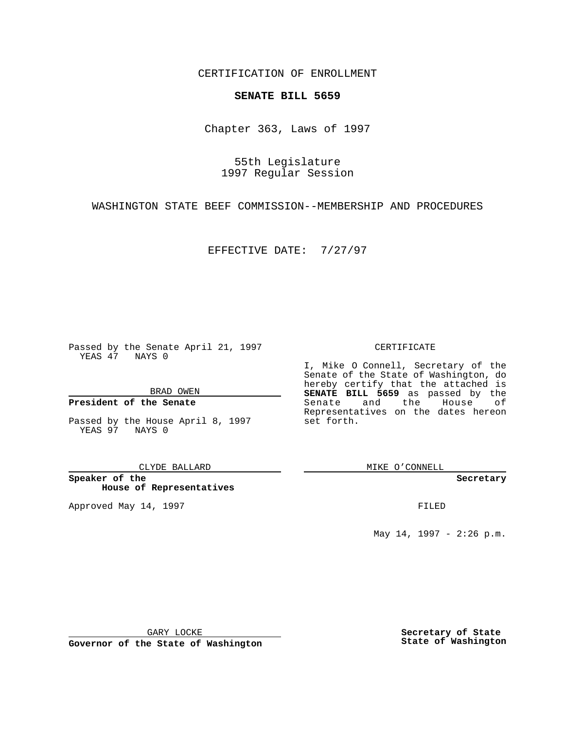CERTIFICATION OF ENROLLMENT

**SENATE BILL 5659**

Chapter 363, Laws of 1997

55th Legislature
1997 Regular Session

WASHINGTON STATE BEEF COMMISSION--MEMBERSHIP AND PROCEDURES

EFFECTIVE DATE: 7/27/97

Passed by the Senate April 21, 1997
YEAS 47 NAYS 0

BRAD OWEN

**President of the Senate**

Passed by the House April 8, 1997
YEAS 97 NAYS 0

CLYDE BALLARD

**Speaker of the House of Representatives**

Approved May 14, 1997

GARY LOCKE

**Governor of the State of Washington**

CERTIFICATE

I, Mike O Connell, Secretary of the Senate of the State of Washington, do hereby certify that the attached is **SENATE BILL 5659** as passed by the Senate and the House of Representatives on the dates hereon set forth.

MIKE O'CONNELL

**Secretary**

FILED

May 14, 1997 - 2:26 p.m.

**Secretary of State**
**State of Washington**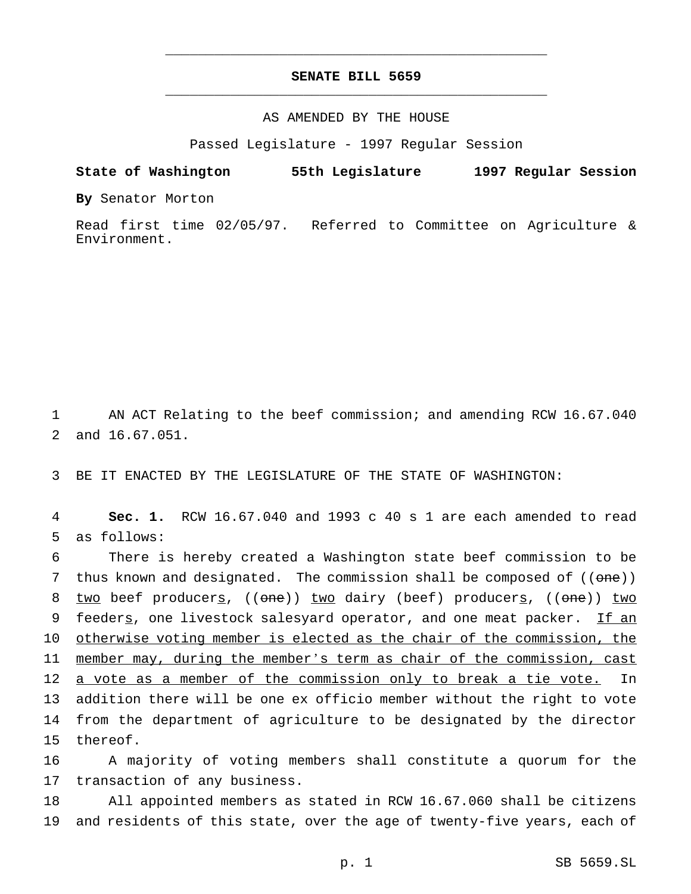# SENATE BILL 5659

AS AMENDED BY THE HOUSE

Passed Legislature - 1997 Regular Session

**State of Washington 55th Legislature 1997 Regular Session**

**By** Senator Morton

Read first time 02/05/97. Referred to Committee on Agriculture & Environment.

1 AN ACT Relating to the beef commission; and amending RCW 16.67.040
2 and 16.67.051.

3 BE IT ENACTED BY THE LEGISLATURE OF THE STATE OF WASHINGTON:

4 **Sec. 1.** RCW 16.67.040 and 1993 c 40 s 1 are each amended to read
5 as follows:

6 There is hereby created a Washington state beef commission to be
7 thus known and designated. The commission shall be composed of ((~~one~~))
8 <u>two</u> beef producer<u>s</u>, ((~~one~~)) <u>two</u> dairy (beef) producer<u>s</u>, ((~~one~~)) <u>two</u>
9 feeder<u>s</u>, one livestock salesyard operator, and one meat packer. <u>If an</u>
10 <u>otherwise voting member is elected as the chair of the commission, the</u>
11 <u>member may, during the member's term as chair of the commission, cast</u>
12 <u>a vote as a member of the commission only to break a tie vote.</u> In
13 addition there will be one ex officio member without the right to vote
14 from the department of agriculture to be designated by the director
15 thereof.

16 A majority of voting members shall constitute a quorum for the
17 transaction of any business.

18 All appointed members as stated in RCW 16.67.060 shall be citizens
19 and residents of this state, over the age of twenty-five years, each of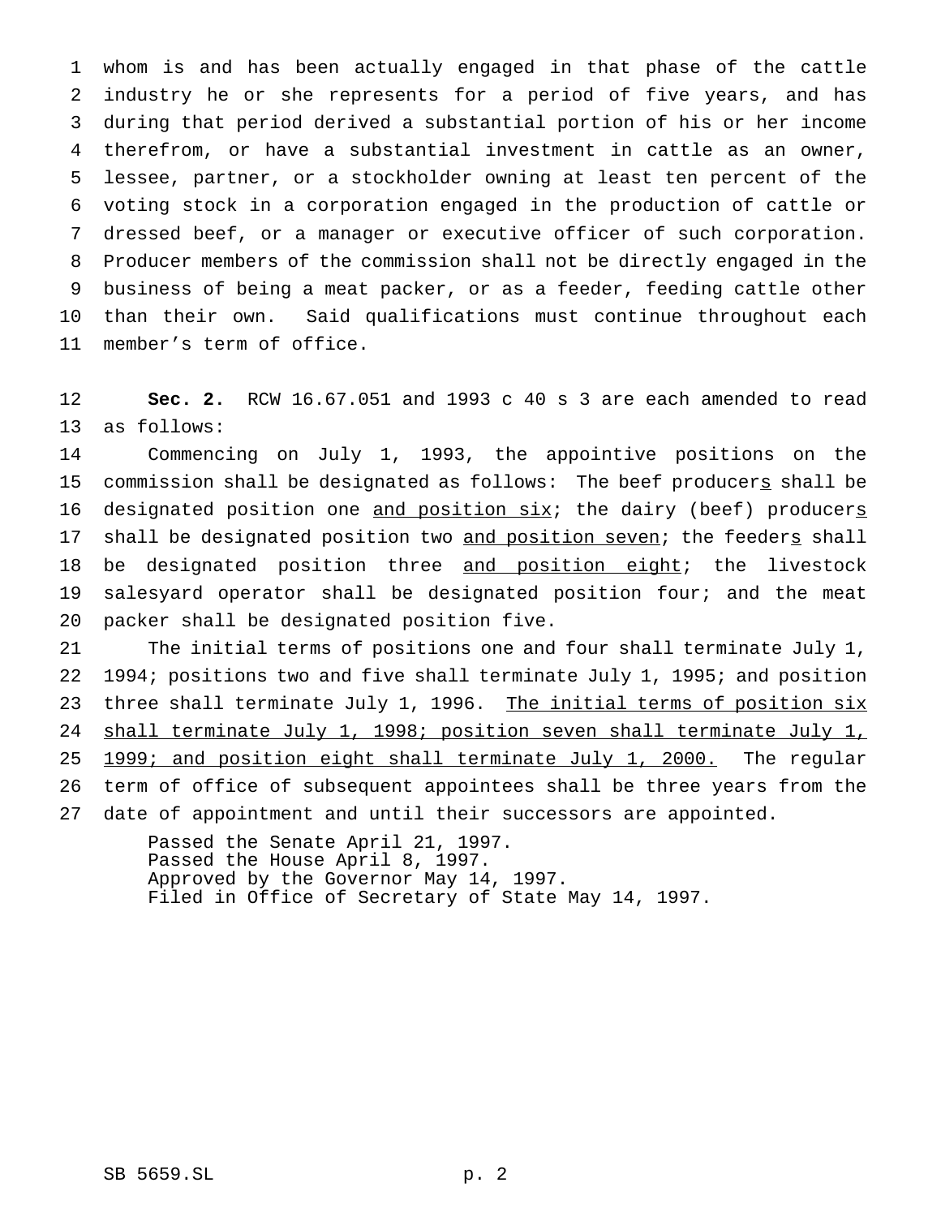whom is and has been actually engaged in that phase of the cattle industry he or she represents for a period of five years, and has during that period derived a substantial portion of his or her income therefrom, or have a substantial investment in cattle as an owner, lessee, partner, or a stockholder owning at least ten percent of the voting stock in a corporation engaged in the production of cattle or dressed beef, or a manager or executive officer of such corporation. Producer members of the commission shall not be directly engaged in the business of being a meat packer, or as a feeder, feeding cattle other than their own. Said qualifications must continue throughout each member's term of office.

**Sec. 2.** RCW 16.67.051 and 1993 c 40 s 3 are each amended to read as follows:

Commencing on July 1, 1993, the appointive positions on the commission shall be designated as follows: The beef producer<u>s</u> shall be designated position one <u>and position six</u>; the dairy (beef) producer<u>s</u> shall be designated position two <u>and position seven</u>; the feeder<u>s</u> shall be designated position three <u>and position eight</u>; the livestock salesyard operator shall be designated position four; and the meat packer shall be designated position five.

The initial terms of positions one and four shall terminate July 1, 1994; positions two and five shall terminate July 1, 1995; and position three shall terminate July 1, 1996. <u>The initial terms of position six shall terminate July 1, 1998; position seven shall terminate July 1, 1999; and position eight shall terminate July 1, 2000.</u> The regular term of office of subsequent appointees shall be three years from the date of appointment and until their successors are appointed.

Passed the Senate April 21, 1997.
Passed the House April 8, 1997.
Approved by the Governor May 14, 1997.
Filed in Office of Secretary of State May 14, 1997.